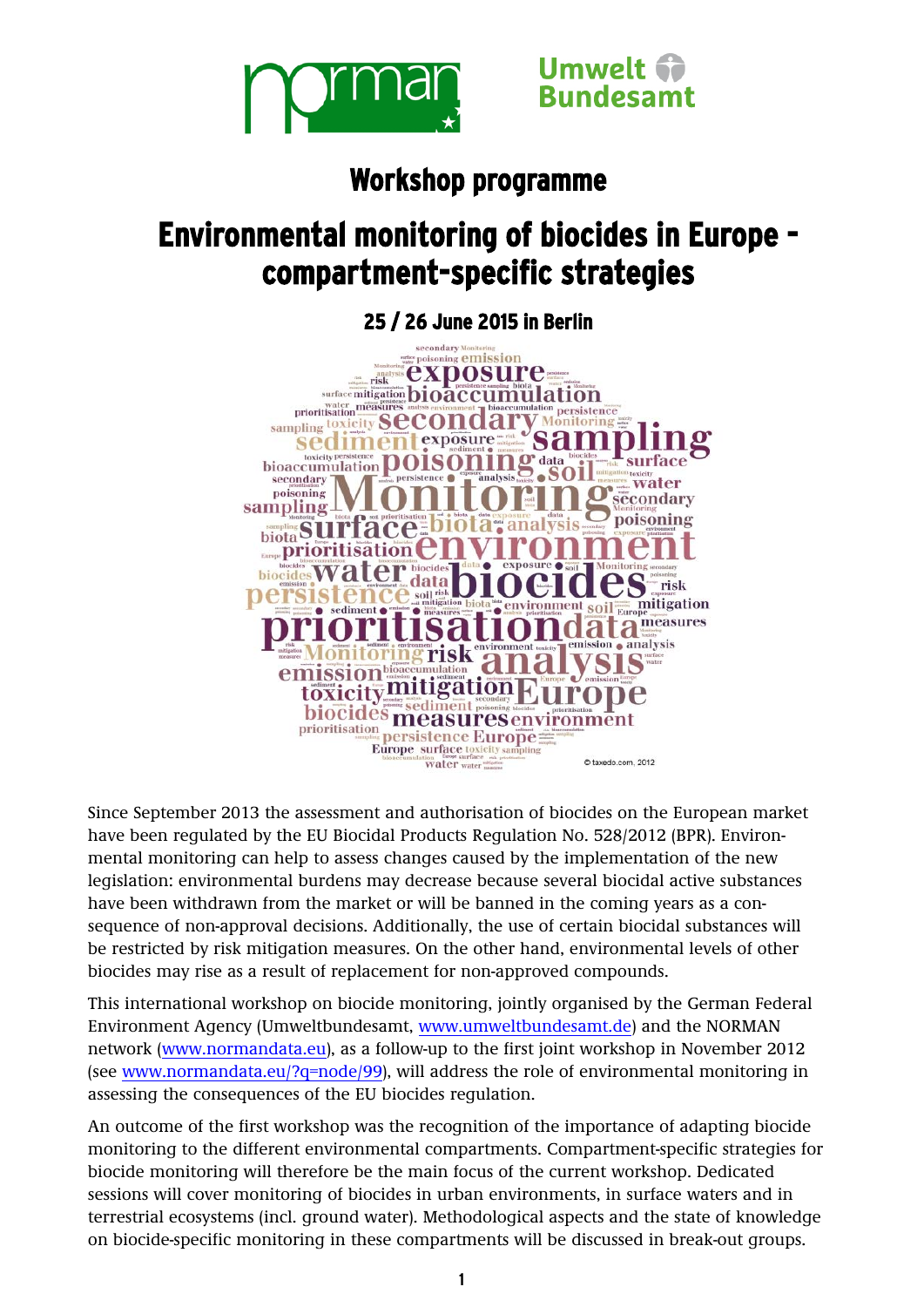# Workshop programme

# Environmental monitoring of biocides in Europe – compartment-specific strategies

### 25 / 26 June 2015 in Berlin

Since September 2013 the assessment and authorisation of biocides on the European market have been regulated by the EU Biocidal Products Regulation No. 528/2012 (BPR). Environmental monitoring can help to assess changes caused by the implementation of the new legislation: environmental burdens may decrease because several biocidal active substances have been withdrawn from the market or will be banned in the coming years as a consequence of non-approval decisions. Additionally, the use of certain biocidal substances will be restricted by risk mitigation measures. On the other hand, environmental levels of other biocides may rise as a result of replacement for non-approved compounds.

This international workshop on biocide monitoring, jointly organised by the German Federal Environment Agency (Umweltbundesamt, www.umweltbundesamt.de) and the NORMAN network (www.normandata.eu), as a follow-up to the first joint workshop in November 2012 (see www.normandata.eu/?q=node/99), will address the role of environmental monitoring in assessing the consequences of the EU biocides regulation.

An outcome of the first workshop was the recognition of the importance of adapting biocide monitoring to the different environmental compartments. Compartment-specific strategies for biocide monitoring will therefore be the main focus of the current workshop. Dedicated sessions will cover monitoring of biocides in urban environments, in surface waters and in terrestrial ecosystems (incl. ground water). Methodological aspects and the state of knowledge on biocide-specific monitoring in these compartments will be discussed in break-out groups.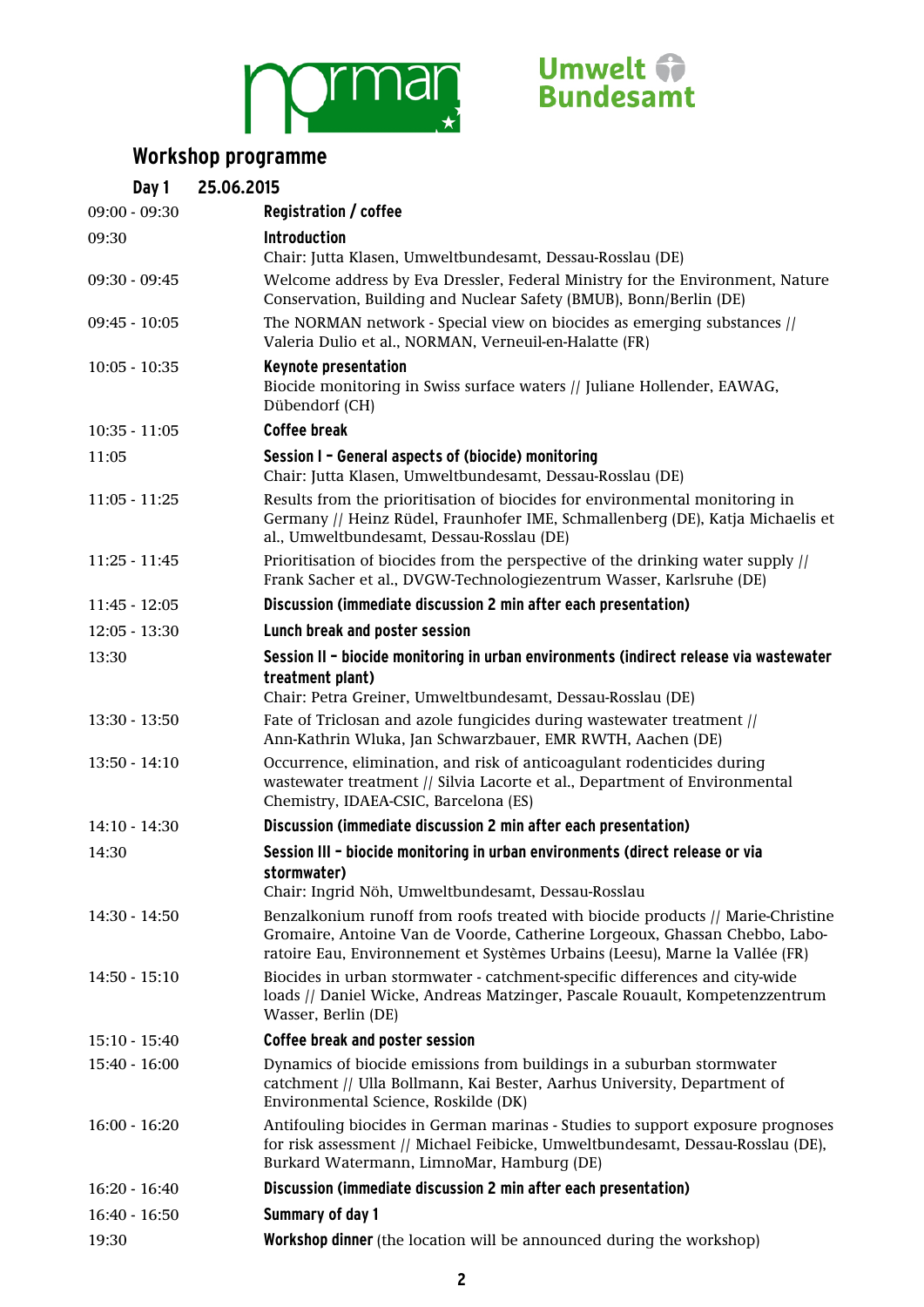# Workshop programme

## Day 1 25.06.2015

| Time | Programme |
|---|---|
| 09:00 - 09:30 | **Registration / coffee** |
| 09:30 | **Introduction**<br>Chair: Jutta Klasen, Umweltbundesamt, Dessau-Rosslau (DE) |
| 09:30 - 09:45 | Welcome address by Eva Dressler, Federal Ministry for the Environment, Nature Conservation, Building and Nuclear Safety (BMUB), Bonn/Berlin (DE) |
| 09:45 - 10:05 | The NORMAN network - Special view on biocides as emerging substances // Valeria Dulio et al., NORMAN, Verneuil-en-Halatte (FR) |
| 10:05 - 10:35 | **Keynote presentation**<br>Biocide monitoring in Swiss surface waters // Juliane Hollender, EAWAG, Dübendorf (CH) |
| 10:35 - 11:05 | **Coffee break** |
| 11:05 | **Session I – General aspects of (biocide) monitoring**<br>Chair: Jutta Klasen, Umweltbundesamt, Dessau-Rosslau (DE) |
| 11:05 - 11:25 | Results from the prioritisation of biocides for environmental monitoring in Germany // Heinz Rüdel, Fraunhofer IME, Schmallenberg (DE), Katja Michaelis et al., Umweltbundesamt, Dessau-Rosslau (DE) |
| 11:25 - 11:45 | Prioritisation of biocides from the perspective of the drinking water supply // Frank Sacher et al., DVGW-Technologiezentrum Wasser, Karlsruhe (DE) |
| 11:45 - 12:05 | **Discussion (immediate discussion 2 min after each presentation)** |
| 12:05 - 13:30 | **Lunch break and poster session** |
| 13:30 | **Session II – biocide monitoring in urban environments (indirect release via wastewater treatment plant)**<br>Chair: Petra Greiner, Umweltbundesamt, Dessau-Rosslau (DE) |
| 13:30 - 13:50 | Fate of Triclosan and azole fungicides during wastewater treatment // Ann-Kathrin Wluka, Jan Schwarzbauer, EMR RWTH, Aachen (DE) |
| 13:50 - 14:10 | Occurrence, elimination, and risk of anticoagulant rodenticides during wastewater treatment // Silvia Lacorte et al., Department of Environmental Chemistry, IDAEA-CSIC, Barcelona (ES) |
| 14:10 - 14:30 | **Discussion (immediate discussion 2 min after each presentation)** |
| 14:30 | **Session III – biocide monitoring in urban environments (direct release or via stormwater)**<br>Chair: Ingrid Nöh, Umweltbundesamt, Dessau-Rosslau |
| 14:30 - 14:50 | Benzalkonium runoff from roofs treated with biocide products // Marie-Christine Gromaire, Antoine Van de Voorde, Catherine Lorgeoux, Ghassan Chebbo, Laboratoire Eau, Environnement et Systèmes Urbains (Leesu), Marne la Vallée (FR) |
| 14:50 - 15:10 | Biocides in urban stormwater - catchment-specific differences and city-wide loads // Daniel Wicke, Andreas Matzinger, Pascale Rouault, Kompetenzzentrum Wasser, Berlin (DE) |
| 15:10 - 15:40 | **Coffee break and poster session** |
| 15:40 - 16:00 | Dynamics of biocide emissions from buildings in a suburban stormwater catchment // Ulla Bollmann, Kai Bester, Aarhus University, Department of Environmental Science, Roskilde (DK) |
| 16:00 - 16:20 | Antifouling biocides in German marinas - Studies to support exposure prognoses for risk assessment // Michael Feibicke, Umweltbundesamt, Dessau-Rosslau (DE), Burkard Watermann, LimnoMar, Hamburg (DE) |
| 16:20 - 16:40 | **Discussion (immediate discussion 2 min after each presentation)** |
| 16:40 - 16:50 | **Summary of day 1** |
| 19:30 | **Workshop dinner** (the location will be announced during the workshop) |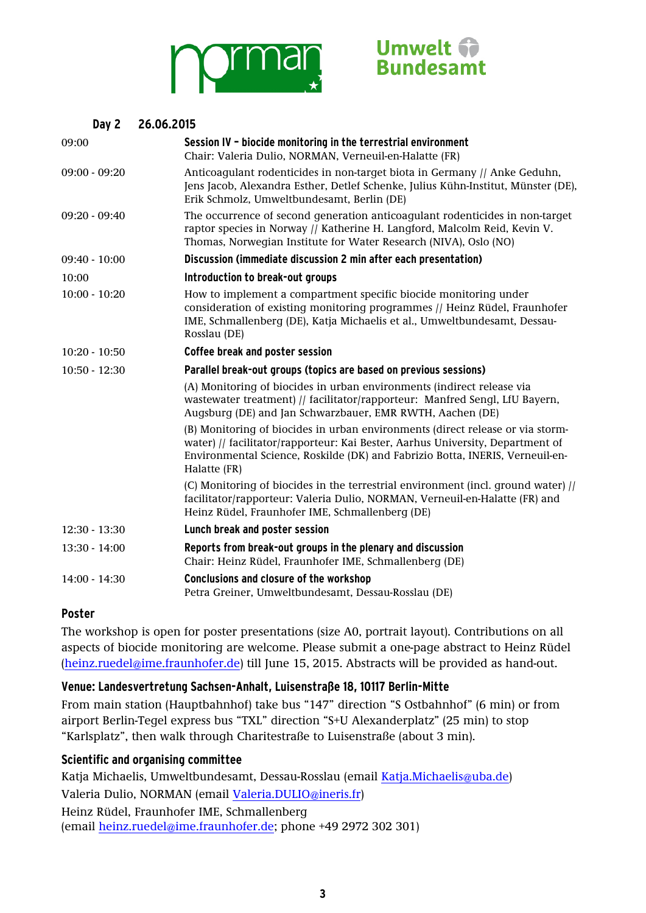| Day 2 | 26.06.2015 |
|---|---|
| 09:00 | **Session IV – biocide monitoring in the terrestrial environment**<br>Chair: Valeria Dulio, NORMAN, Verneuil-en-Halatte (FR) |
| 09:00 - 09:20 | Anticoagulant rodenticides in non-target biota in Germany // Anke Geduhn, Jens Jacob, Alexandra Esther, Detlef Schenke, Julius Kühn-Institut, Münster (DE), Erik Schmolz, Umweltbundesamt, Berlin (DE) |
| 09:20 - 09:40 | The occurrence of second generation anticoagulant rodenticides in non-target raptor species in Norway // Katherine H. Langford, Malcolm Reid, Kevin V. Thomas, Norwegian Institute for Water Research (NIVA), Oslo (NO) |
| 09:40 - 10:00 | **Discussion (immediate discussion 2 min after each presentation)** |
| 10:00 | **Introduction to break-out groups** |
| 10:00 - 10:20 | How to implement a compartment specific biocide monitoring under consideration of existing monitoring programmes // Heinz Rüdel, Fraunhofer IME, Schmallenberg (DE), Katja Michaelis et al., Umweltbundesamt, Dessau-Rosslau (DE) |
| 10:20 - 10:50 | **Coffee break and poster session** |
| 10:50 - 12:30 | **Parallel break-out groups (topics are based on previous sessions)** |
| | (A) Monitoring of biocides in urban environments (indirect release via wastewater treatment) // facilitator/rapporteur: Manfred Sengl, LfU Bayern, Augsburg (DE) and Jan Schwarzbauer, EMR RWTH, Aachen (DE) |
| | (B) Monitoring of biocides in urban environments (direct release or via storm-water) // facilitator/rapporteur: Kai Bester, Aarhus University, Department of Environmental Science, Roskilde (DK) and Fabrizio Botta, INERIS, Verneuil-en-Halatte (FR) |
| | (C) Monitoring of biocides in the terrestrial environment (incl. ground water) // facilitator/rapporteur: Valeria Dulio, NORMAN, Verneuil-en-Halatte (FR) and Heinz Rüdel, Fraunhofer IME, Schmallenberg (DE) |
| 12:30 - 13:30 | **Lunch break and poster session** |
| 13:30 - 14:00 | **Reports from break-out groups in the plenary and discussion**<br>Chair: Heinz Rüdel, Fraunhofer IME, Schmallenberg (DE) |
| 14:00 - 14:30 | **Conclusions and closure of the workshop**<br>Petra Greiner, Umweltbundesamt, Dessau-Rosslau (DE) |

## Poster

The workshop is open for poster presentations (size A0, portrait layout). Contributions on all aspects of biocide monitoring are welcome. Please submit a one-page abstract to Heinz Rüdel (heinz.ruedel@ime.fraunhofer.de) till June 15, 2015. Abstracts will be provided as hand-out.

## Venue: Landesvertretung Sachsen-Anhalt, Luisenstraße 18, 10117 Berlin-Mitte

From main station (Hauptbahnhof) take bus "147" direction "S Ostbahnhof" (6 min) or from airport Berlin-Tegel express bus "TXL" direction "S+U Alexanderplatz" (25 min) to stop "Karlsplatz", then walk through Charitestraße to Luisenstraße (about 3 min).

## Scientific and organising committee

Katja Michaelis, Umweltbundesamt, Dessau-Rosslau (email Katja.Michaelis@uba.de)

Valeria Dulio, NORMAN (email Valeria.DULIO@ineris.fr)

Heinz Rüdel, Fraunhofer IME, Schmallenberg
(email heinz.ruedel@ime.fraunhofer.de; phone +49 2972 302 301)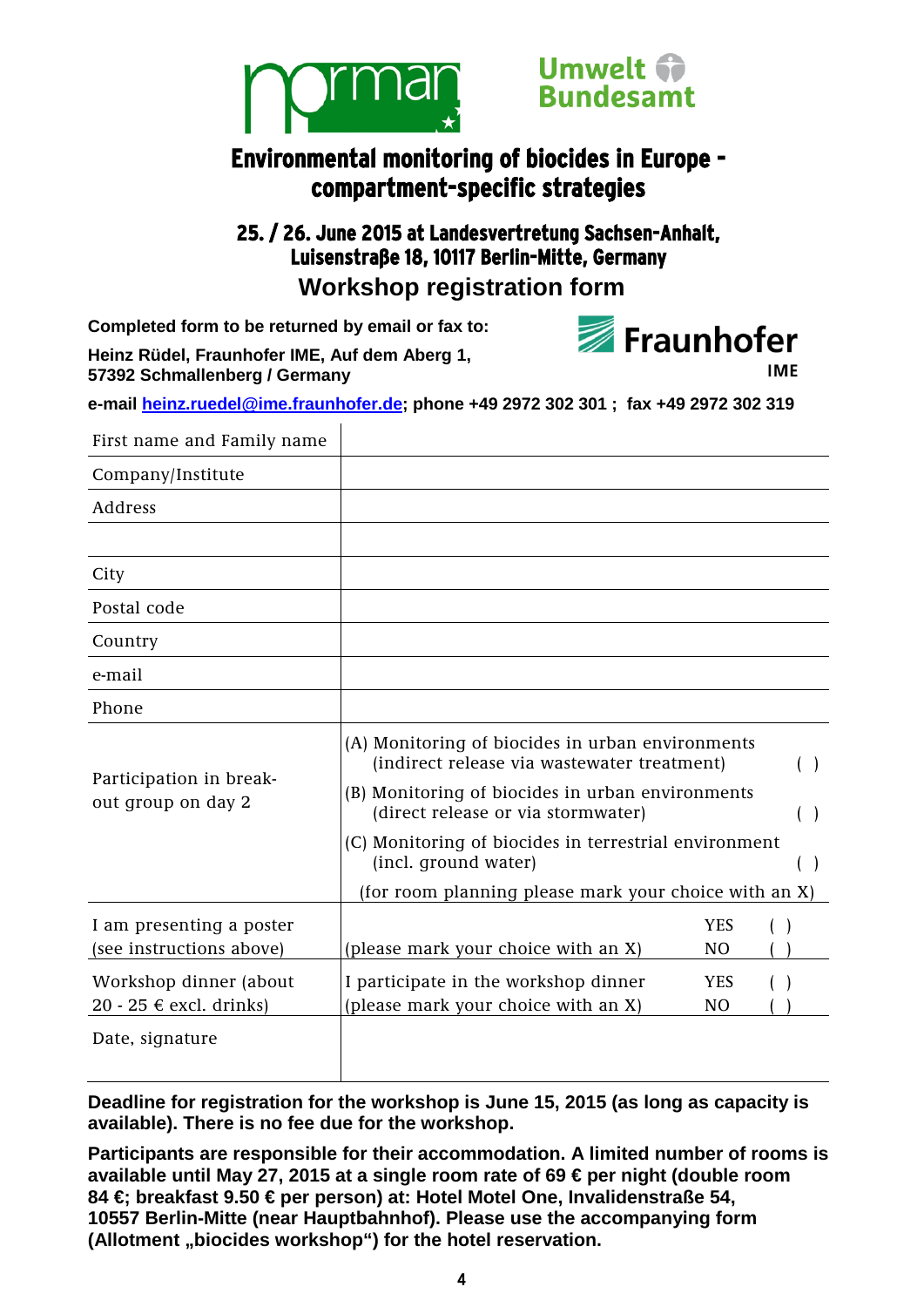# Environmental monitoring of biocides in Europe - compartment-specific strategies

## 25. / 26. June 2015 at Landesvertretung Sachsen-Anhalt, Luisenstraße 18, 10117 Berlin-Mitte, Germany

## Workshop registration form

**Completed form to be returned by email or fax to:**

**Heinz Rüdel, Fraunhofer IME, Auf dem Aberg 1, 57392 Schmallenberg / Germany**

**e-mail heinz.ruedel@ime.fraunhofer.de; phone +49 2972 302 301 ; fax +49 2972 302 319**

| | | | |
|---|---|---|---|
| First name and Family name | | | |
| Company/Institute | | | |
| Address | | | |
| | | | |
| City | | | |
| Postal code | | | |
| Country | | | |
| e-mail | | | |
| Phone | | | |
| Participation in break-out group on day 2 | (A) Monitoring of biocides in urban environments (indirect release via wastewater treatment) | | ( ) |
| | (B) Monitoring of biocides in urban environments (direct release or via stormwater) | | ( ) |
| | (C) Monitoring of biocides in terrestrial environment (incl. ground water) | | ( ) |
| | (for room planning please mark your choice with an X) | | |
| I am presenting a poster (see instructions above) | (please mark your choice with an X) | YES<br>NO | ( )<br>( ) |
| Workshop dinner (about 20 - 25 € excl. drinks) | I participate in the workshop dinner (please mark your choice with an X) | YES<br>NO | ( )<br>( ) |
| Date, signature | | | |

**Deadline for registration for the workshop is June 15, 2015 (as long as capacity is available). There is no fee due for the workshop.**

**Participants are responsible for their accommodation. A limited number of rooms is available until May 27, 2015 at a single room rate of 69 € per night (double room 84 €; breakfast 9.50 € per person) at: Hotel Motel One, Invalidenstraße 54, 10557 Berlin-Mitte (near Hauptbahnhof). Please use the accompanying form (Allotment „biocides workshop“) for the hotel reservation.**